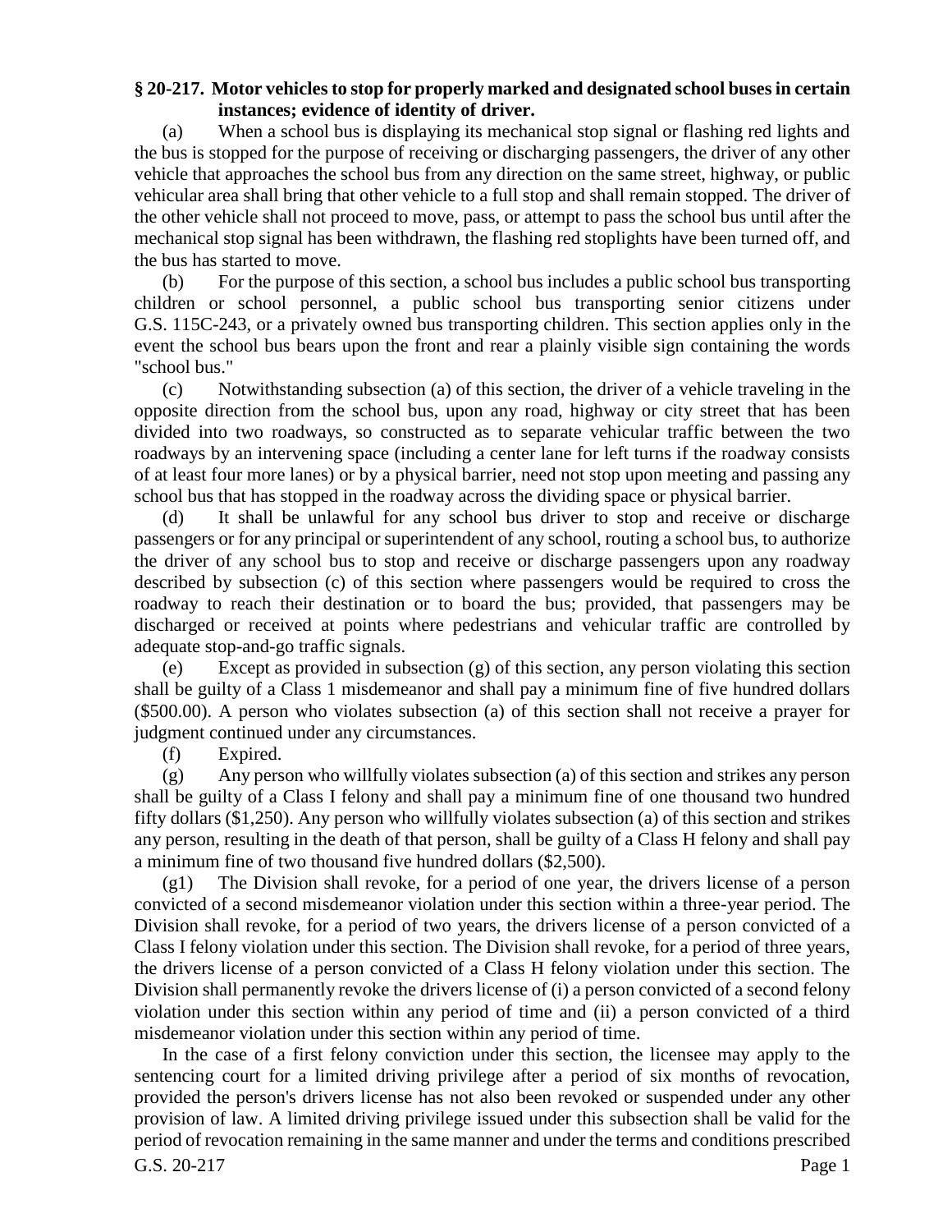**§ 20-217. Motor vehicles to stop for properly marked and designated school buses in certain instances; evidence of identity of driver.**

(a) When a school bus is displaying its mechanical stop signal or flashing red lights and the bus is stopped for the purpose of receiving or discharging passengers, the driver of any other vehicle that approaches the school bus from any direction on the same street, highway, or public vehicular area shall bring that other vehicle to a full stop and shall remain stopped. The driver of the other vehicle shall not proceed to move, pass, or attempt to pass the school bus until after the mechanical stop signal has been withdrawn, the flashing red stoplights have been turned off, and the bus has started to move.

(b) For the purpose of this section, a school bus includes a public school bus transporting children or school personnel, a public school bus transporting senior citizens under G.S. 115C-243, or a privately owned bus transporting children. This section applies only in the event the school bus bears upon the front and rear a plainly visible sign containing the words "school bus."

(c) Notwithstanding subsection (a) of this section, the driver of a vehicle traveling in the opposite direction from the school bus, upon any road, highway or city street that has been divided into two roadways, so constructed as to separate vehicular traffic between the two roadways by an intervening space (including a center lane for left turns if the roadway consists of at least four more lanes) or by a physical barrier, need not stop upon meeting and passing any school bus that has stopped in the roadway across the dividing space or physical barrier.

(d) It shall be unlawful for any school bus driver to stop and receive or discharge passengers or for any principal or superintendent of any school, routing a school bus, to authorize the driver of any school bus to stop and receive or discharge passengers upon any roadway described by subsection (c) of this section where passengers would be required to cross the roadway to reach their destination or to board the bus; provided, that passengers may be discharged or received at points where pedestrians and vehicular traffic are controlled by adequate stop-and-go traffic signals.

(e) Except as provided in subsection (g) of this section, any person violating this section shall be guilty of a Class 1 misdemeanor and shall pay a minimum fine of five hundred dollars ($500.00). A person who violates subsection (a) of this section shall not receive a prayer for judgment continued under any circumstances.

(f) Expired.

(g) Any person who willfully violates subsection (a) of this section and strikes any person shall be guilty of a Class I felony and shall pay a minimum fine of one thousand two hundred fifty dollars ($1,250). Any person who willfully violates subsection (a) of this section and strikes any person, resulting in the death of that person, shall be guilty of a Class H felony and shall pay a minimum fine of two thousand five hundred dollars ($2,500).

(g1) The Division shall revoke, for a period of one year, the drivers license of a person convicted of a second misdemeanor violation under this section within a three-year period. The Division shall revoke, for a period of two years, the drivers license of a person convicted of a Class I felony violation under this section. The Division shall revoke, for a period of three years, the drivers license of a person convicted of a Class H felony violation under this section. The Division shall permanently revoke the drivers license of (i) a person convicted of a second felony violation under this section within any period of time and (ii) a person convicted of a third misdemeanor violation under this section within any period of time.

In the case of a first felony conviction under this section, the licensee may apply to the sentencing court for a limited driving privilege after a period of six months of revocation, provided the person's drivers license has not also been revoked or suspended under any other provision of law. A limited driving privilege issued under this subsection shall be valid for the period of revocation remaining in the same manner and under the terms and conditions prescribed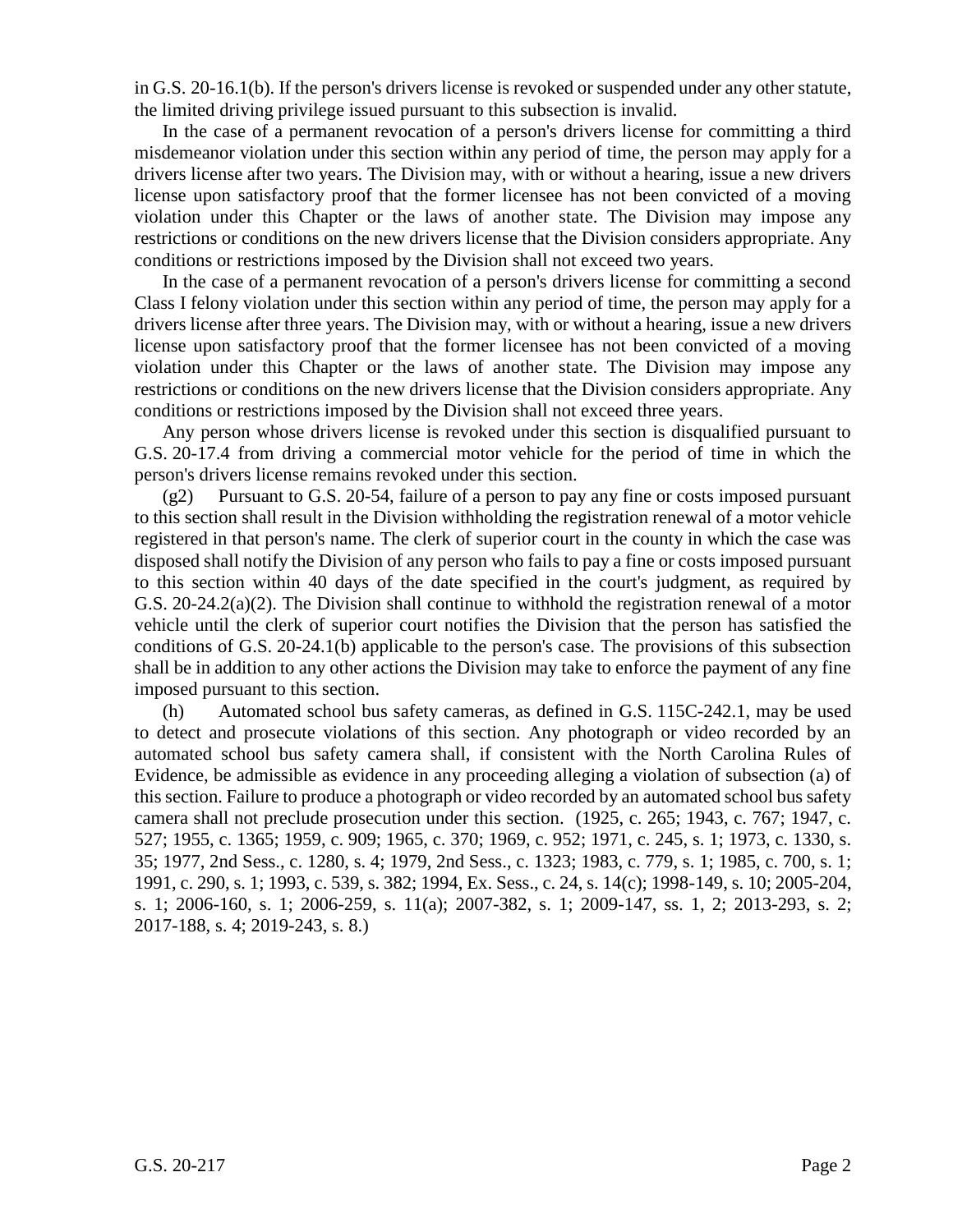in G.S. 20-16.1(b). If the person's drivers license is revoked or suspended under any other statute, the limited driving privilege issued pursuant to this subsection is invalid.

In the case of a permanent revocation of a person's drivers license for committing a third misdemeanor violation under this section within any period of time, the person may apply for a drivers license after two years. The Division may, with or without a hearing, issue a new drivers license upon satisfactory proof that the former licensee has not been convicted of a moving violation under this Chapter or the laws of another state. The Division may impose any restrictions or conditions on the new drivers license that the Division considers appropriate. Any conditions or restrictions imposed by the Division shall not exceed two years.

In the case of a permanent revocation of a person's drivers license for committing a second Class I felony violation under this section within any period of time, the person may apply for a drivers license after three years. The Division may, with or without a hearing, issue a new drivers license upon satisfactory proof that the former licensee has not been convicted of a moving violation under this Chapter or the laws of another state. The Division may impose any restrictions or conditions on the new drivers license that the Division considers appropriate. Any conditions or restrictions imposed by the Division shall not exceed three years.

Any person whose drivers license is revoked under this section is disqualified pursuant to G.S. 20-17.4 from driving a commercial motor vehicle for the period of time in which the person's drivers license remains revoked under this section.

(g2) Pursuant to G.S. 20-54, failure of a person to pay any fine or costs imposed pursuant to this section shall result in the Division withholding the registration renewal of a motor vehicle registered in that person's name. The clerk of superior court in the county in which the case was disposed shall notify the Division of any person who fails to pay a fine or costs imposed pursuant to this section within 40 days of the date specified in the court's judgment, as required by G.S. 20-24.2(a)(2). The Division shall continue to withhold the registration renewal of a motor vehicle until the clerk of superior court notifies the Division that the person has satisfied the conditions of G.S. 20-24.1(b) applicable to the person's case. The provisions of this subsection shall be in addition to any other actions the Division may take to enforce the payment of any fine imposed pursuant to this section.

(h) Automated school bus safety cameras, as defined in G.S. 115C-242.1, may be used to detect and prosecute violations of this section. Any photograph or video recorded by an automated school bus safety camera shall, if consistent with the North Carolina Rules of Evidence, be admissible as evidence in any proceeding alleging a violation of subsection (a) of this section. Failure to produce a photograph or video recorded by an automated school bus safety camera shall not preclude prosecution under this section. (1925, c. 265; 1943, c. 767; 1947, c. 527; 1955, c. 1365; 1959, c. 909; 1965, c. 370; 1969, c. 952; 1971, c. 245, s. 1; 1973, c. 1330, s. 35; 1977, 2nd Sess., c. 1280, s. 4; 1979, 2nd Sess., c. 1323; 1983, c. 779, s. 1; 1985, c. 700, s. 1; 1991, c. 290, s. 1; 1993, c. 539, s. 382; 1994, Ex. Sess., c. 24, s. 14(c); 1998-149, s. 10; 2005-204, s. 1; 2006-160, s. 1; 2006-259, s. 11(a); 2007-382, s. 1; 2009-147, ss. 1, 2; 2013-293, s. 2; 2017-188, s. 4; 2019-243, s. 8.)